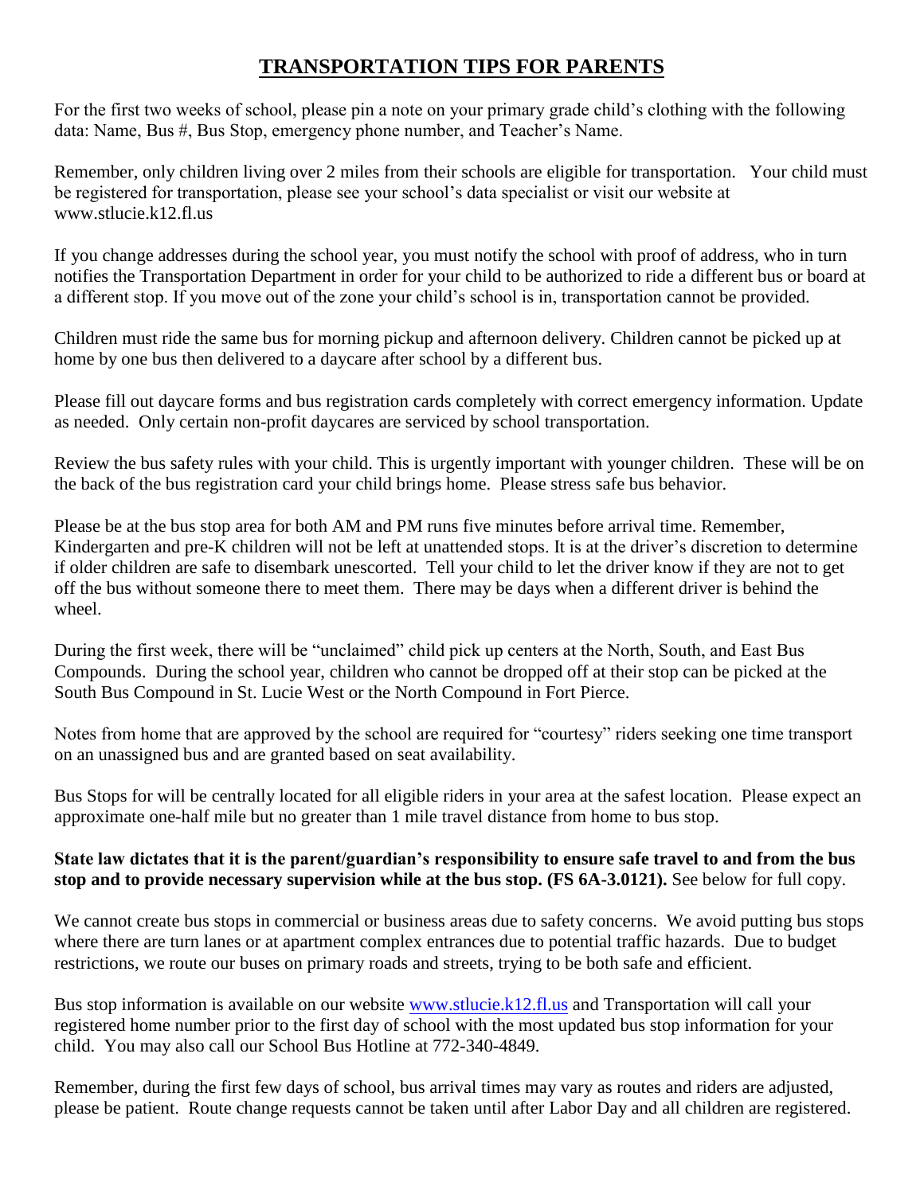# TRANSPORTATION TIPS FOR PARENTS

For the first two weeks of school, please pin a note on your primary grade child's clothing with the following data: Name, Bus #, Bus Stop, emergency phone number, and Teacher's Name.

Remember, only children living over 2 miles from their schools are eligible for transportation. Your child must be registered for transportation, please see your school's data specialist or visit our website at www.stlucie.k12.fl.us

If you change addresses during the school year, you must notify the school with proof of address, who in turn notifies the Transportation Department in order for your child to be authorized to ride a different bus or board at a different stop. If you move out of the zone your child's school is in, transportation cannot be provided.

Children must ride the same bus for morning pickup and afternoon delivery. Children cannot be picked up at home by one bus then delivered to a daycare after school by a different bus.

Please fill out daycare forms and bus registration cards completely with correct emergency information. Update as needed. Only certain non-profit daycares are serviced by school transportation.

Review the bus safety rules with your child. This is urgently important with younger children. These will be on the back of the bus registration card your child brings home. Please stress safe bus behavior.

Please be at the bus stop area for both AM and PM runs five minutes before arrival time. Remember, Kindergarten and pre-K children will not be left at unattended stops. It is at the driver's discretion to determine if older children are safe to disembark unescorted. Tell your child to let the driver know if they are not to get off the bus without someone there to meet them. There may be days when a different driver is behind the wheel.

During the first week, there will be "unclaimed" child pick up centers at the North, South, and East Bus Compounds. During the school year, children who cannot be dropped off at their stop can be picked at the South Bus Compound in St. Lucie West or the North Compound in Fort Pierce.

Notes from home that are approved by the school are required for "courtesy" riders seeking one time transport on an unassigned bus and are granted based on seat availability.

Bus Stops for will be centrally located for all eligible riders in your area at the safest location. Please expect an approximate one-half mile but no greater than 1 mile travel distance from home to bus stop.

**State law dictates that it is the parent/guardian's responsibility to ensure safe travel to and from the bus stop and to provide necessary supervision while at the bus stop. (FS 6A-3.0121).** See below for full copy.

We cannot create bus stops in commercial or business areas due to safety concerns. We avoid putting bus stops where there are turn lanes or at apartment complex entrances due to potential traffic hazards. Due to budget restrictions, we route our buses on primary roads and streets, trying to be both safe and efficient.

Bus stop information is available on our website www.stlucie.k12.fl.us and Transportation will call your registered home number prior to the first day of school with the most updated bus stop information for your child. You may also call our School Bus Hotline at 772-340-4849.

Remember, during the first few days of school, bus arrival times may vary as routes and riders are adjusted, please be patient. Route change requests cannot be taken until after Labor Day and all children are registered.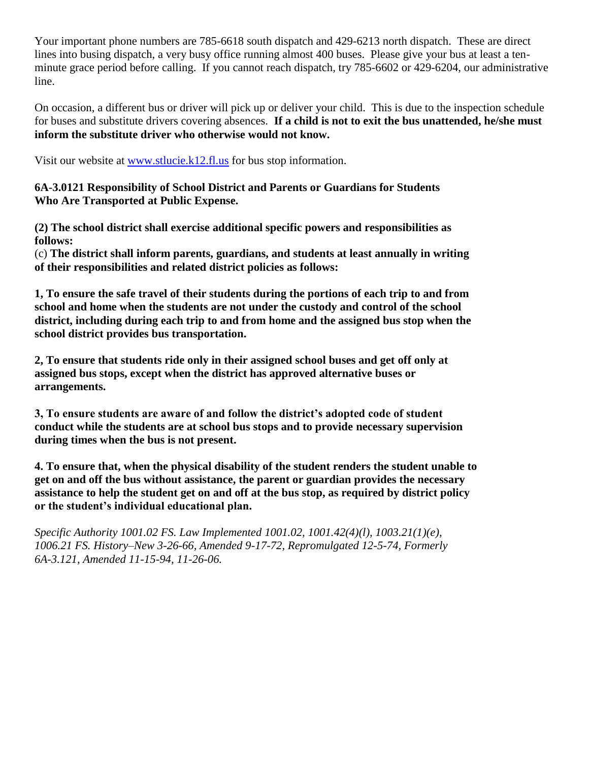Your important phone numbers are 785-6618 south dispatch and 429-6213 north dispatch. These are direct lines into busing dispatch, a very busy office running almost 400 buses. Please give your bus at least a ten-minute grace period before calling. If you cannot reach dispatch, try 785-6602 or 429-6204, our administrative line.

On occasion, a different bus or driver will pick up or deliver your child. This is due to the inspection schedule for buses and substitute drivers covering absences. **If a child is not to exit the bus unattended, he/she must inform the substitute driver who otherwise would not know.**

Visit our website at [www.stlucie.k12.fl.us](http://www.stlucie.k12.fl.us) for bus stop information.

**6A-3.0121 Responsibility of School District and Parents or Guardians for Students Who Are Transported at Public Expense.**

**(2) The school district shall exercise additional specific powers and responsibilities as follows:**
(c) **The district shall inform parents, guardians, and students at least annually in writing of their responsibilities and related district policies as follows:**

**1, To ensure the safe travel of their students during the portions of each trip to and from school and home when the students are not under the custody and control of the school district, including during each trip to and from home and the assigned bus stop when the school district provides bus transportation.**

**2, To ensure that students ride only in their assigned school buses and get off only at assigned bus stops, except when the district has approved alternative buses or arrangements.**

**3, To ensure students are aware of and follow the district's adopted code of student conduct while the students are at school bus stops and to provide necessary supervision during times when the bus is not present.**

**4. To ensure that, when the physical disability of the student renders the student unable to get on and off the bus without assistance, the parent or guardian provides the necessary assistance to help the student get on and off at the bus stop, as required by district policy or the student's individual educational plan.**

*Specific Authority 1001.02 FS. Law Implemented 1001.02, 1001.42(4)(l), 1003.21(1)(e), 1006.21 FS. History–New 3-26-66, Amended 9-17-72, Repromulgated 12-5-74, Formerly 6A-3.121, Amended 11-15-94, 11-26-06.*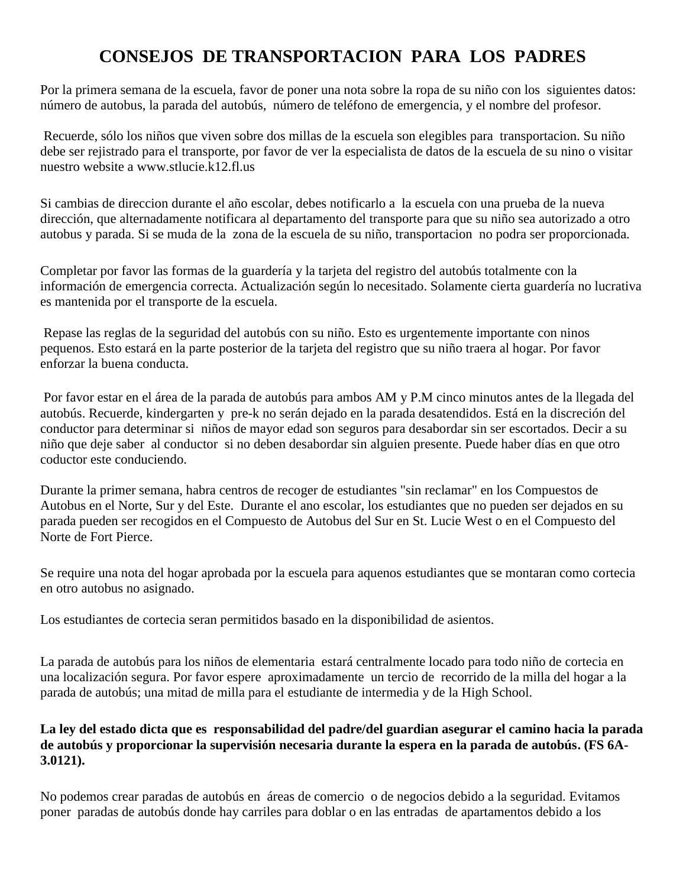# CONSEJOS DE TRANSPORTACION PARA LOS PADRES

Por la primera semana de la escuela, favor de poner una nota sobre la ropa de su niño con los siguientes datos: número de autobus, la parada del autobús, número de teléfono de emergencia, y el nombre del profesor.

Recuerde, sólo los niños que viven sobre dos millas de la escuela son elegibles para transportacion. Su niño debe ser rejistrado para el transporte, por favor de ver la especialista de datos de la escuela de su nino o visitar nuestro website a www.stlucie.k12.fl.us

Si cambias de direccion durante el año escolar, debes notificarlo a la escuela con una prueba de la nueva dirección, que alternadamente notificara al departamento del transporte para que su niño sea autorizado a otro autobus y parada. Si se muda de la zona de la escuela de su niño, transportacion no podra ser proporcionada.

Completar por favor las formas de la guardería y la tarjeta del registro del autobús totalmente con la información de emergencia correcta. Actualización según lo necesitado. Solamente cierta guardería no lucrativa es mantenida por el transporte de la escuela.

Repase las reglas de la seguridad del autobús con su niño. Esto es urgentemente importante con ninos pequenos. Esto estará en la parte posterior de la tarjeta del registro que su niño traera al hogar. Por favor enforzar la buena conducta.

Por favor estar en el área de la parada de autobús para ambos AM y P.M cinco minutos antes de la llegada del autobús. Recuerde, kindergarten y pre-k no serán dejado en la parada desatendidos. Está en la discreción del conductor para determinar si niños de mayor edad son seguros para desabordar sin ser escortados. Decir a su niño que deje saber al conductor si no deben desabordar sin alguien presente. Puede haber días en que otro coductor este conduciendo.

Durante la primer semana, habra centros de recoger de estudiantes "sin reclamar" en los Compuestos de Autobus en el Norte, Sur y del Este. Durante el ano escolar, los estudiantes que no pueden ser dejados en su parada pueden ser recogidos en el Compuesto de Autobus del Sur en St. Lucie West o en el Compuesto del Norte de Fort Pierce.

Se require una nota del hogar aprobada por la escuela para aquenos estudiantes que se montaran como cortecia en otro autobus no asignado.

Los estudiantes de cortecia seran permitidos basado en la disponibilidad de asientos.

La parada de autobús para los niños de elementaria estará centralmente locado para todo niño de cortecia en una localización segura. Por favor espere aproximadamente un tercio de recorrido de la milla del hogar a la parada de autobús; una mitad de milla para el estudiante de intermedia y de la High School.

**La ley del estado dicta que es responsabilidad del padre/del guardian asegurar el camino hacia la parada de autobús y proporcionar la supervisión necesaria durante la espera en la parada de autobús. (FS 6A-3.0121).**

No podemos crear paradas de autobús en áreas de comercio o de negocios debido a la seguridad. Evitamos poner paradas de autobús donde hay carriles para doblar o en las entradas de apartamentos debido a los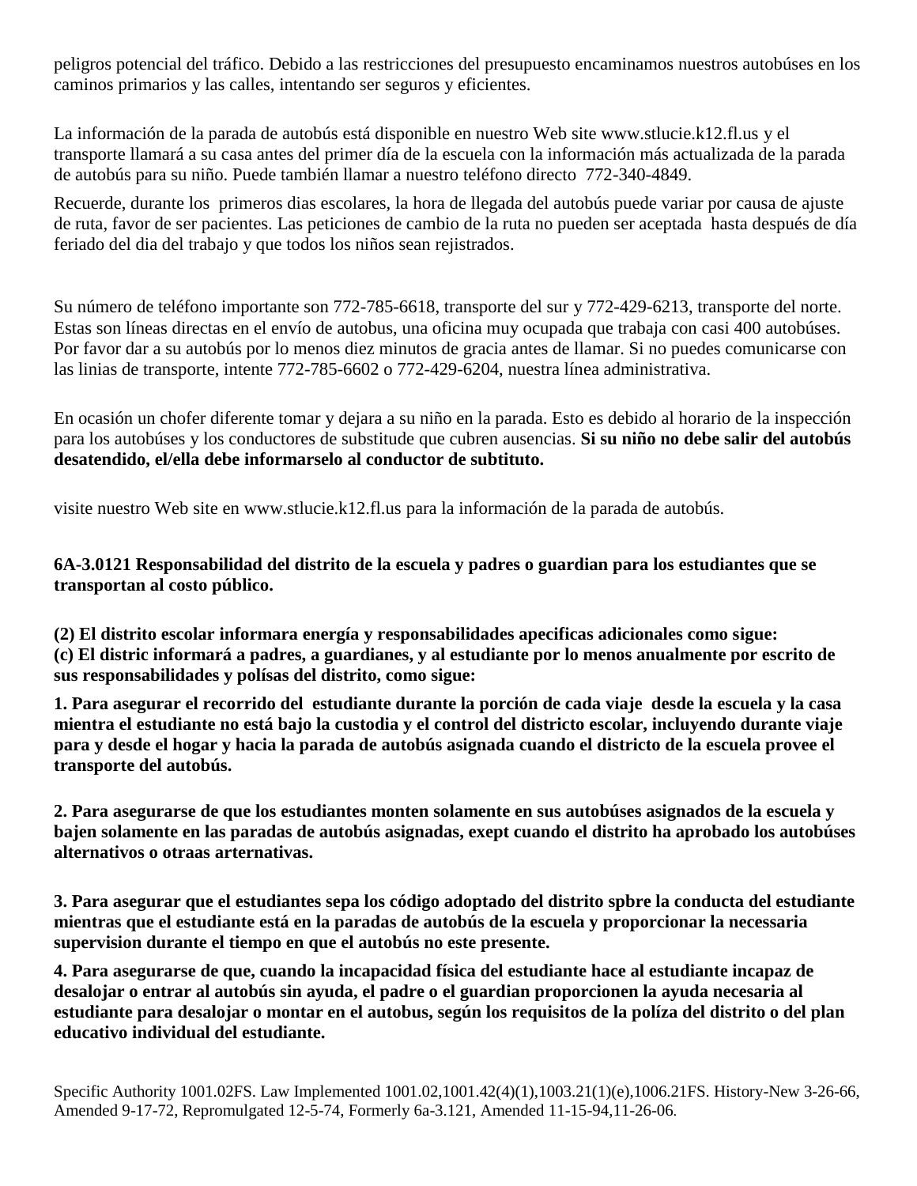peligros potencial del tráfico. Debido a las restricciones del presupuesto encaminamos nuestros autobúses en los caminos primarios y las calles, intentando ser seguros y eficientes.

La información de la parada de autobús está disponible en nuestro Web site www.stlucie.k12.fl.us y el transporte llamará a su casa antes del primer día de la escuela con la información más actualizada de la parada de autobús para su niño. Puede también llamar a nuestro teléfono directo 772-340-4849.

Recuerde, durante los primeros dias escolares, la hora de llegada del autobús puede variar por causa de ajuste de ruta, favor de ser pacientes. Las peticiones de cambio de la ruta no pueden ser aceptada hasta después de día feriado del dia del trabajo y que todos los niños sean rejistrados.

Su número de teléfono importante son 772-785-6618, transporte del sur y 772-429-6213, transporte del norte. Estas son líneas directas en el envío de autobus, una oficina muy ocupada que trabaja con casi 400 autobúses. Por favor dar a su autobús por lo menos diez minutos de gracia antes de llamar. Si no puedes comunicarse con las linias de transporte, intente 772-785-6602 o 772-429-6204, nuestra línea administrativa.

En ocasión un chofer diferente tomar y dejara a su niño en la parada. Esto es debido al horario de la inspección para los autobúses y los conductores de substitude que cubren ausencias. **Si su niño no debe salir del autobús desatendido, el/ella debe informarselo al conductor de subtituto.**

visite nuestro Web site en www.stlucie.k12.fl.us para la información de la parada de autobús.

**6A-3.0121 Responsabilidad del distrito de la escuela y padres o guardian para los estudiantes que se transportan al costo público.**

**(2) El distrito escolar informara energía y responsabilidades apecificas adicionales como sigue:**
**(c) El distric informará a padres, a guardianes, y al estudiante por lo menos anualmente por escrito de sus responsabilidades y polísas del distrito, como sigue:**

**1. Para asegurar el recorrido del estudiante durante la porción de cada viaje desde la escuela y la casa mientra el estudiante no está bajo la custodia y el control del districto escolar, incluyendo durante viaje para y desde el hogar y hacia la parada de autobús asignada cuando el districto de la escuela provee el transporte del autobús.**

**2. Para asegurarse de que los estudiantes monten solamente en sus autobúses asignados de la escuela y bajen solamente en las paradas de autobús asignadas, exept cuando el distrito ha aprobado los autobúses alternativos o otraas arternativas.**

**3. Para asegurar que el estudiantes sepa los código adoptado del distrito spbre la conducta del estudiante mientras que el estudiante está en la paradas de autobús de la escuela y proporcionar la necessaria supervision durante el tiempo en que el autobús no este presente.**

**4. Para asegurarse de que, cuando la incapacidad física del estudiante hace al estudiante incapaz de desalojar o entrar al autobús sin ayuda, el padre o el guardian proporcionen la ayuda necesaria al estudiante para desalojar o montar en el autobus, según los requisitos de la políza del distrito o del plan educativo individual del estudiante.**

Specific Authority 1001.02FS. Law Implemented 1001.02,1001.42(4)(1),1003.21(1)(e),1006.21FS. History-New 3-26-66, Amended 9-17-72, Repromulgated 12-5-74, Formerly 6a-3.121, Amended 11-15-94,11-26-06.